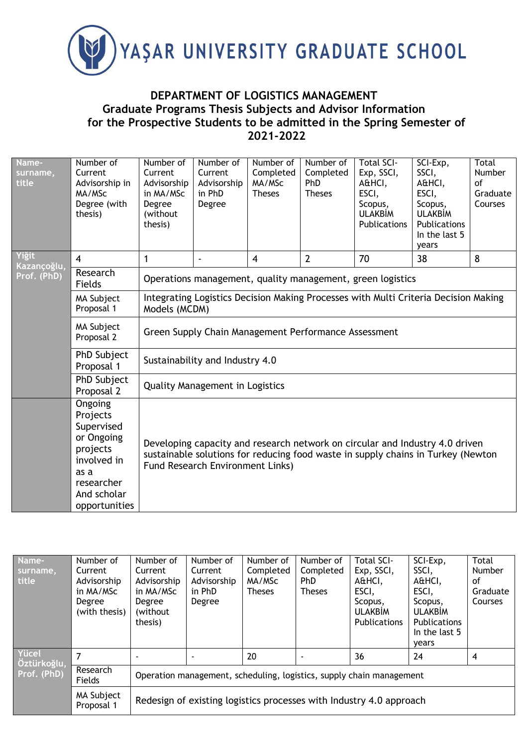YAŞAR UNIVERSITY GRADUATE SCHOOL

## DEPARTMENT OF LOGISTICS MANAGEMENT
## Graduate Programs Thesis Subjects and Advisor Information for the Prospective Students to be admitted in the Spring Semester of 2021-2022

| Name-surname, title | Number of Current Advisorship in MA/MSc Degree (with thesis) | Number of Current Advisorship in MA/MSc Degree (without thesis) | Number of Current Advisorship in PhD Degree | Number of Completed MA/MSc Theses | Number of Completed PhD Theses | Total SCI-Exp, SSCI, A&HCI, ESCI, Scopus, ULAKBİM Publications | SCI-Exp, SSCI, A&HCI, ESCI, Scopus, ULAKBİM Publications In the last 5 years | Total Number of Graduate Courses |
|---|---|---|---|---|---|---|---|---|
| Yiğit Kazançoğlu, Prof. (PhD) | 4 | 1 | - | 4 | 2 | 70 | 38 | 8 |
| | Research Fields | Operations management, quality management, green logistics | | | | | | |
| | MA Subject Proposal 1 | Integrating Logistics Decision Making Processes with Multi Criteria Decision Making Models (MCDM) | | | | | | |
| | MA Subject Proposal 2 | Green Supply Chain Management Performance Assessment | | | | | | |
| | PhD Subject Proposal 1 | Sustainability and Industry 4.0 | | | | | | |
| | PhD Subject Proposal 2 | Quality Management in Logistics | | | | | | |
| | Ongoing Projects Supervised or Ongoing projects involved in as a researcher And scholar opportunities | Developing capacity and research network on circular and Industry 4.0 driven sustainable solutions for reducing food waste in supply chains in Turkey (Newton Fund Research Environment Links) | | | | | | |

| Name-surname, title | Number of Current Advisorship in MA/MSc Degree (with thesis) | Number of Current Advisorship in MA/MSc Degree (without thesis) | Number of Current Advisorship in PhD Degree | Number of Completed MA/MSc Theses | Number of Completed PhD Theses | Total SCI-Exp, SSCI, A&HCI, ESCI, Scopus, ULAKBİM Publications | SCI-Exp, SSCI, A&HCI, ESCI, Scopus, ULAKBİM Publications In the last 5 years | Total Number of Graduate Courses |
|---|---|---|---|---|---|---|---|---|
| Yücel Öztürkoğlu, Prof. (PhD) | 7 | - | - | 20 | - | 36 | 24 | 4 |
| | Research Fields | Operation management, scheduling, logistics, supply chain management | | | | | | |
| | MA Subject Proposal 1 | Redesign of existing logistics processes with Industry 4.0 approach | | | | | | |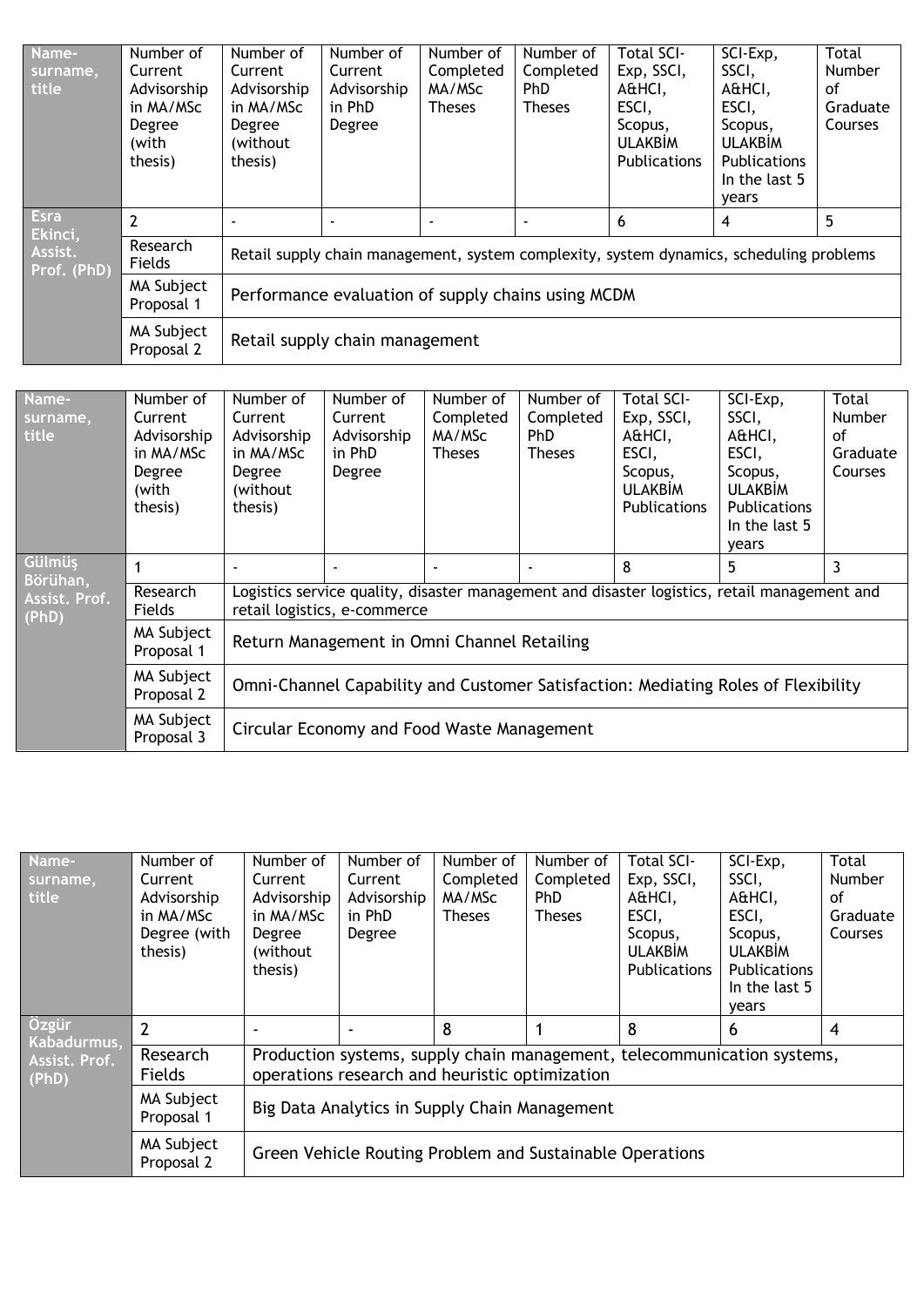| Name-surname, title | Number of Current Advisorship in MA/MSc Degree (with thesis) | Number of Current Advisorship in MA/MSc Degree (without thesis) | Number of Current Advisorship in PhD Degree | Number of Completed MA/MSc Theses | Number of Completed PhD Theses | Total SCI-Exp, SSCI, A&HCI, ESCI, Scopus, ULAKBİM Publications | SCI-Exp, SSCI, A&HCI, ESCI, Scopus, ULAKBİM Publications In the last 5 years | Total Number of Graduate Courses |
|---|---|---|---|---|---|---|---|---|
| Esra Ekinci, Assist. Prof. (PhD) | 2 | - | - | - | - | 6 | 4 | 5 |
| | Research Fields | Retail supply chain management, system complexity, system dynamics, scheduling problems | | | | | | |
| | MA Subject Proposal 1 | Performance evaluation of supply chains using MCDM | | | | | | |
| | MA Subject Proposal 2 | Retail supply chain management | | | | | | |

| Name-surname, title | Number of Current Advisorship in MA/MSc Degree (with thesis) | Number of Current Advisorship in MA/MSc Degree (without thesis) | Number of Current Advisorship in PhD Degree | Number of Completed MA/MSc Theses | Number of Completed PhD Theses | Total SCI-Exp, SSCI, A&HCI, ESCI, Scopus, ULAKBİM Publications | SCI-Exp, SSCI, A&HCI, ESCI, Scopus, ULAKBİM Publications In the last 5 years | Total Number of Graduate Courses |
|---|---|---|---|---|---|---|---|---|
| Gülmüş Börühan, Assist. Prof. (PhD) | 1 | - | - | - | - | 8 | 5 | 3 |
| | Research Fields | Logistics service quality, disaster management and disaster logistics, retail management and retail logistics, e-commerce | | | | | | |
| | MA Subject Proposal 1 | Return Management in Omni Channel Retailing | | | | | | |
| | MA Subject Proposal 2 | Omni-Channel Capability and Customer Satisfaction: Mediating Roles of Flexibility | | | | | | |
| | MA Subject Proposal 3 | Circular Economy and Food Waste Management | | | | | | |

| Name-surname, title | Number of Current Advisorship in MA/MSc Degree (with thesis) | Number of Current Advisorship in MA/MSc Degree (without thesis) | Number of Current Advisorship in PhD Degree | Number of Completed MA/MSc Theses | Number of Completed PhD Theses | Total SCI-Exp, SSCI, A&HCI, ESCI, Scopus, ULAKBİM Publications | SCI-Exp, SSCI, A&HCI, ESCI, Scopus, ULAKBİM Publications In the last 5 years | Total Number of Graduate Courses |
|---|---|---|---|---|---|---|---|---|
| Özgür Kabadurmuş, Assist. Prof. (PhD) | 2 | - | - | 8 | 1 | 8 | 6 | 4 |
| | Research Fields | Production systems, supply chain management, telecommunication systems, operations research and heuristic optimization | | | | | | |
| | MA Subject Proposal 1 | Big Data Analytics in Supply Chain Management | | | | | | |
| | MA Subject Proposal 2 | Green Vehicle Routing Problem and Sustainable Operations | | | | | | |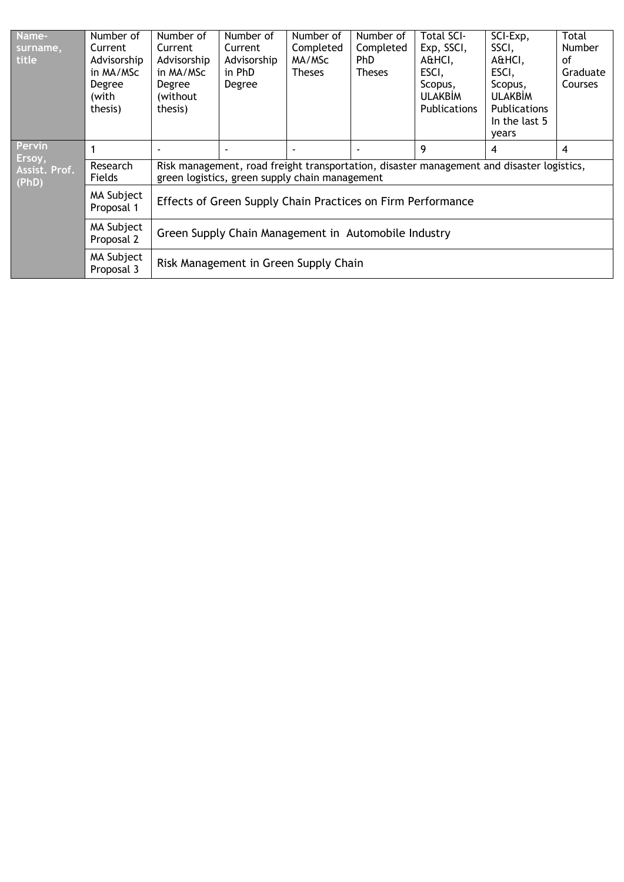| Name-surname, title | Number of Current Advisorship in MA/MSc Degree (with thesis) | Number of Current Advisorship in MA/MSc Degree (without thesis) | Number of Current Advisorship in PhD Degree | Number of Completed MA/MSc Theses | Number of Completed PhD Theses | Total SCI-Exp, SSCI, A&HCI, ESCI, Scopus, ULAKBİM Publications | SCI-Exp, SSCI, A&HCI, ESCI, Scopus, ULAKBİM Publications In the last 5 years | Total Number of Graduate Courses |
|---|---|---|---|---|---|---|---|---|
| Pervin Ersoy, Assist. Prof. (PhD) | 1 | - | - | - | - | 9 | 4 | 4 |
| | Research Fields | Risk management, road freight transportation, disaster management and disaster logistics, green logistics, green supply chain management | | | | | | |
| | MA Subject Proposal 1 | Effects of Green Supply Chain Practices on Firm Performance | | | | | | |
| | MA Subject Proposal 2 | Green Supply Chain Management in Automobile Industry | | | | | | |
| | MA Subject Proposal 3 | Risk Management in Green Supply Chain | | | | | | |